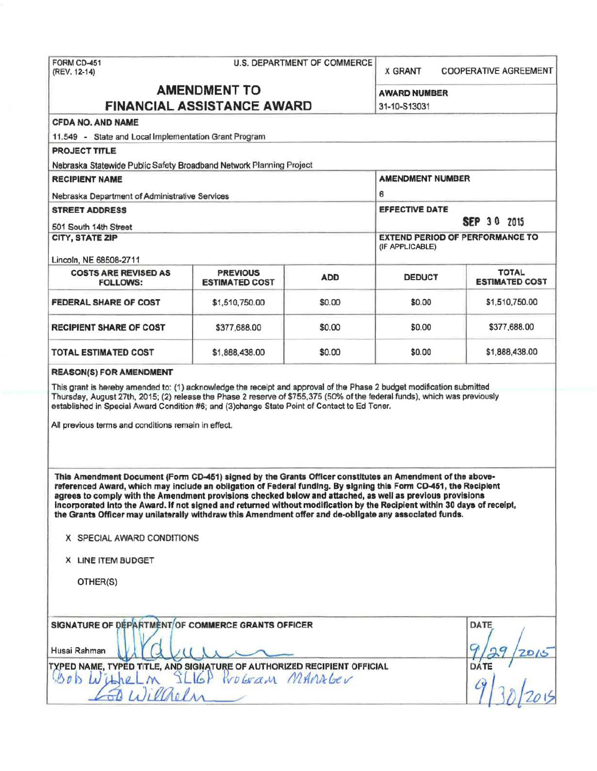FORM CD-451
(REV. 12-14)

U.S. DEPARTMENT OF COMMERCE

X GRANT    COOPERATIVE AGREEMENT

# AMENDMENT TO FINANCIAL ASSISTANCE AWARD

**AWARD NUMBER**
31-10-S13031

**CFDA NO. AND NAME**
11.549 - State and Local Implementation Grant Program

**PROJECT TITLE**
Nebraska Statewide Public Safety Broadband Network Planning Project

**RECIPIENT NAME**
Nebraska Department of Administrative Services

**AMENDMENT NUMBER**
6

**STREET ADDRESS**
501 South 14th Street

**EFFECTIVE DATE**
SEP 30 2015

**CITY, STATE ZIP**
Lincoln, NE 68508-2711

**EXTEND PERIOD OF PERFORMANCE TO**
(IF APPLICABLE)

| COSTS ARE REVISED AS FOLLOWS: | PREVIOUS ESTIMATED COST | ADD | DEDUCT | TOTAL ESTIMATED COST |
|---|---|---|---|---|
| FEDERAL SHARE OF COST | $1,510,750.00 | $0.00 | $0.00 | $1,510,750.00 |
| RECIPIENT SHARE OF COST | $377,688.00 | $0.00 | $0.00 | $377,688.00 |
| TOTAL ESTIMATED COST | $1,888,438.00 | $0.00 | $0.00 | $1,888,438.00 |

**REASON(S) FOR AMENDMENT**

This grant is hereby amended to: (1) acknowledge the receipt and approval of the Phase 2 budget modification submitted Thursday, August 27th, 2015; (2) release the Phase 2 reserve of $755,375 (50% of the federal funds), which was previously established in Special Award Condition #6; and (3)change State Point of Contact to Ed Toner.

All previous terms and conditions remain in effect.

**This Amendment Document (Form CD-451) signed by the Grants Officer constitutes an Amendment of the above-referenced Award, which may include an obligation of Federal funding. By signing this Form CD-451, the Recipient agrees to comply with the Amendment provisions checked below and attached, as well as previous provisions incorporated into the Award. If not signed and returned without modification by the Recipient within 30 days of receipt, the Grants Officer may unilaterally withdraw this Amendment offer and de-obligate any associated funds.**

X SPECIAL AWARD CONDITIONS

X LINE ITEM BUDGET

OTHER(S)

**SIGNATURE OF DEPARTMENT OF COMMERCE GRANTS OFFICER**
Husai Rahman

**DATE**
9/29/2015

**TYPED NAME, TYPED TITLE, AND SIGNATURE OF AUTHORIZED RECIPIENT OFFICIAL**
Bob Wilhelm SLIGP Program Manager

**DATE**
9/30/2015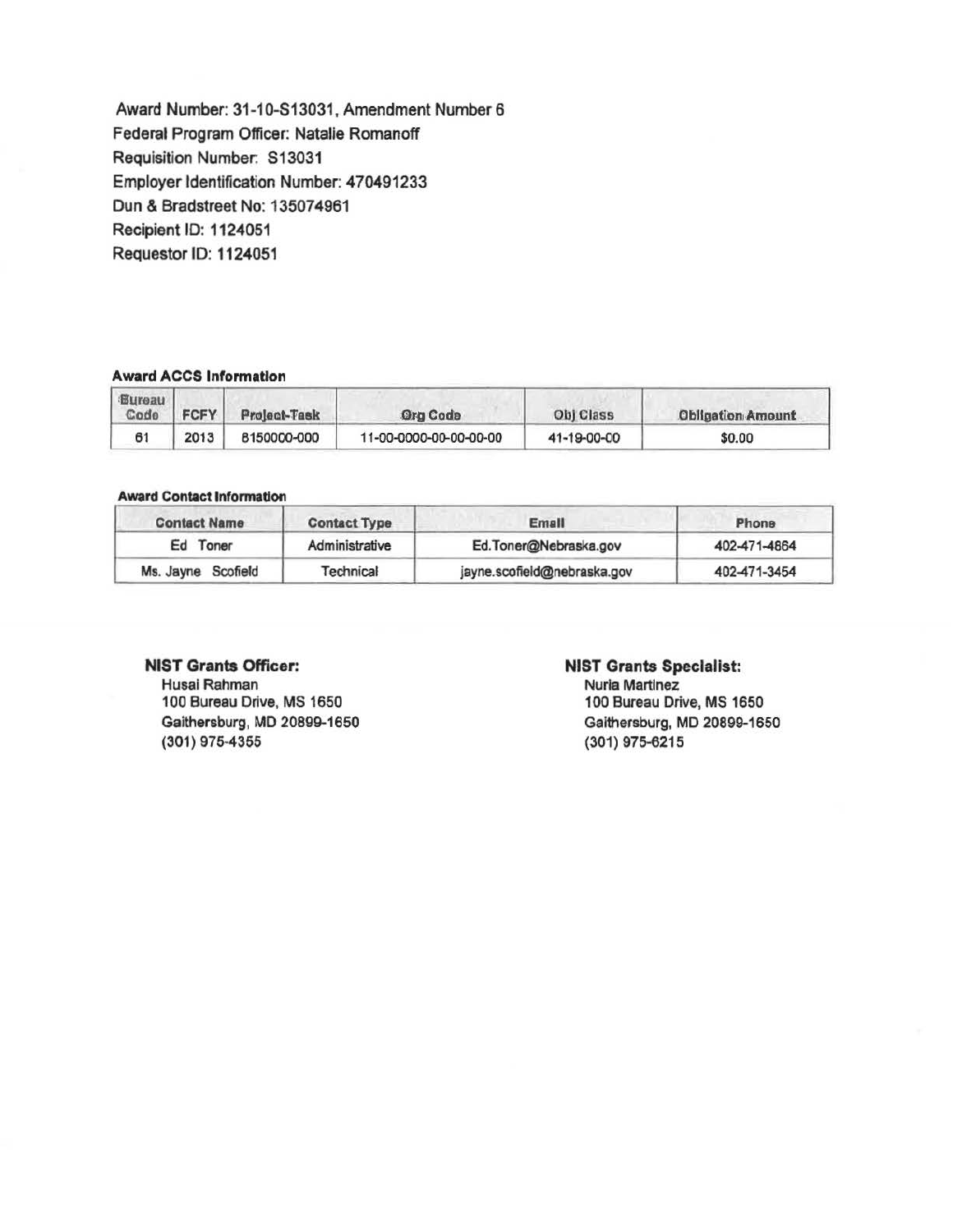Award Number: 31-10-S13031, Amendment Number 6
Federal Program Officer: Natalie Romanoff
Requisition Number: S13031
Employer Identification Number: 470491233
Dun & Bradstreet No: 135074961
Recipient ID: 1124051
Requestor ID: 1124051

**Award ACCS Information**

| Bureau Code | FCFY | Project-Task | Org Code | Obj Class | Obligation Amount |
| --- | --- | --- | --- | --- | --- |
| 61 | 2013 | 8150000-000 | 11-00-0000-00-00-00-00 | 41-19-00-00 | $0.00 |

**Award Contact Information**

| Contact Name | Contact Type | Email | Phone |
| --- | --- | --- | --- |
| Ed Toner | Administrative | Ed.Toner@Nebraska.gov | 402-471-4864 |
| Ms. Jayne Scofield | Technical | jayne.scofield@nebraska.gov | 402-471-3454 |

**NIST Grants Officer:**
Husai Rahman
100 Bureau Drive, MS 1650
Gaithersburg, MD 20899-1650
(301) 975-4355

**NIST Grants Specialist:**
Nuria Martinez
100 Bureau Drive, MS 1650
Gaithersburg, MD 20899-1650
(301) 975-6215